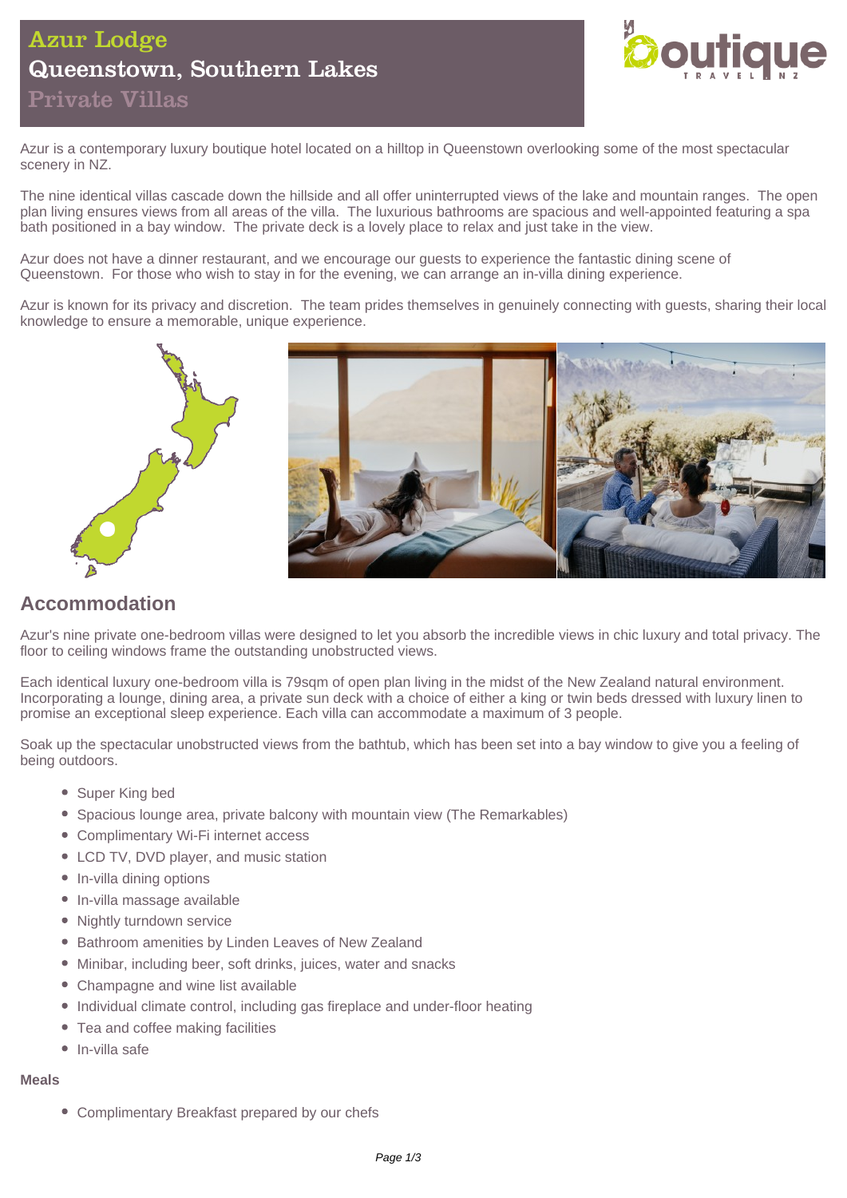# Azur Lodge
## Queenstown, Southern Lakes
### Private Villas

Azur is a contemporary luxury boutique hotel located on a hilltop in Queenstown overlooking some of the most spectacular scenery in NZ.

The nine identical villas cascade down the hillside and all offer uninterrupted views of the lake and mountain ranges. The open plan living ensures views from all areas of the villa. The luxurious bathrooms are spacious and well-appointed featuring a spa bath positioned in a bay window. The private deck is a lovely place to relax and just take in the view.

Azur does not have a dinner restaurant, and we encourage our guests to experience the fantastic dining scene of Queenstown. For those who wish to stay in for the evening, we can arrange an in-villa dining experience.

Azur is known for its privacy and discretion. The team prides themselves in genuinely connecting with guests, sharing their local knowledge to ensure a memorable, unique experience.

## Accommodation

Azur's nine private one-bedroom villas were designed to let you absorb the incredible views in chic luxury and total privacy. The floor to ceiling windows frame the outstanding unobstructed views.

Each identical luxury one-bedroom villa is 79sqm of open plan living in the midst of the New Zealand natural environment. Incorporating a lounge, dining area, a private sun deck with a choice of either a king or twin beds dressed with luxury linen to promise an exceptional sleep experience. Each villa can accommodate a maximum of 3 people.

Soak up the spectacular unobstructed views from the bathtub, which has been set into a bay window to give you a feeling of being outdoors.

- Super King bed
- Spacious lounge area, private balcony with mountain view (The Remarkables)
- Complimentary Wi-Fi internet access
- LCD TV, DVD player, and music station
- In-villa dining options
- In-villa massage available
- Nightly turndown service
- Bathroom amenities by Linden Leaves of New Zealand
- Minibar, including beer, soft drinks, juices, water and snacks
- Champagne and wine list available
- Individual climate control, including gas fireplace and under-floor heating
- Tea and coffee making facilities
- In-villa safe

**Meals**

- Complimentary Breakfast prepared by our chefs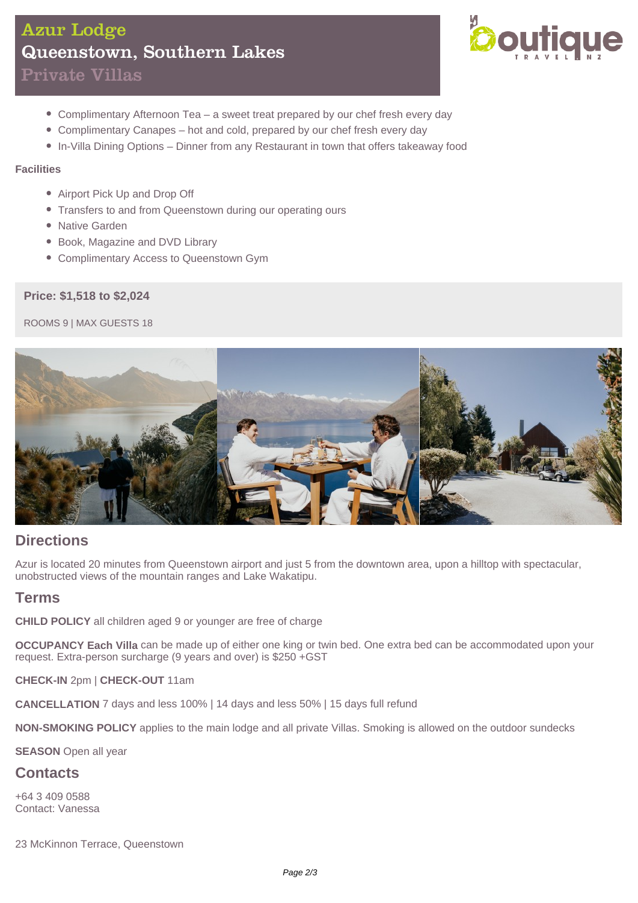# Azur Lodge
## Queenstown, Southern Lakes
### Private Villas

- Complimentary Afternoon Tea – a sweet treat prepared by our chef fresh every day
- Complimentary Canapes – hot and cold, prepared by our chef fresh every day
- In-Villa Dining Options – Dinner from any Restaurant in town that offers takeaway food

**Facilities**

- Airport Pick Up and Drop Off
- Transfers to and from Queenstown during our operating ours
- Native Garden
- Book, Magazine and DVD Library
- Complimentary Access to Queenstown Gym

**Price: $1,518 to $2,024**

ROOMS 9 | MAX GUESTS 18

## Directions

Azur is located 20 minutes from Queenstown airport and just 5 from the downtown area, upon a hilltop with spectacular, unobstructed views of the mountain ranges and Lake Wakatipu.

## Terms

**CHILD POLICY** all children aged 9 or younger are free of charge

**OCCUPANCY Each Villa** can be made up of either one king or twin bed. One extra bed can be accommodated upon your request. Extra-person surcharge (9 years and over) is $250 +GST

**CHECK-IN** 2pm | **CHECK-OUT** 11am

**CANCELLATION** 7 days and less 100% | 14 days and less 50% | 15 days full refund

**NON-SMOKING POLICY** applies to the main lodge and all private Villas. Smoking is allowed on the outdoor sundecks

**SEASON** Open all year

## Contacts

+64 3 409 0588
Contact: Vanessa

23 McKinnon Terrace, Queenstown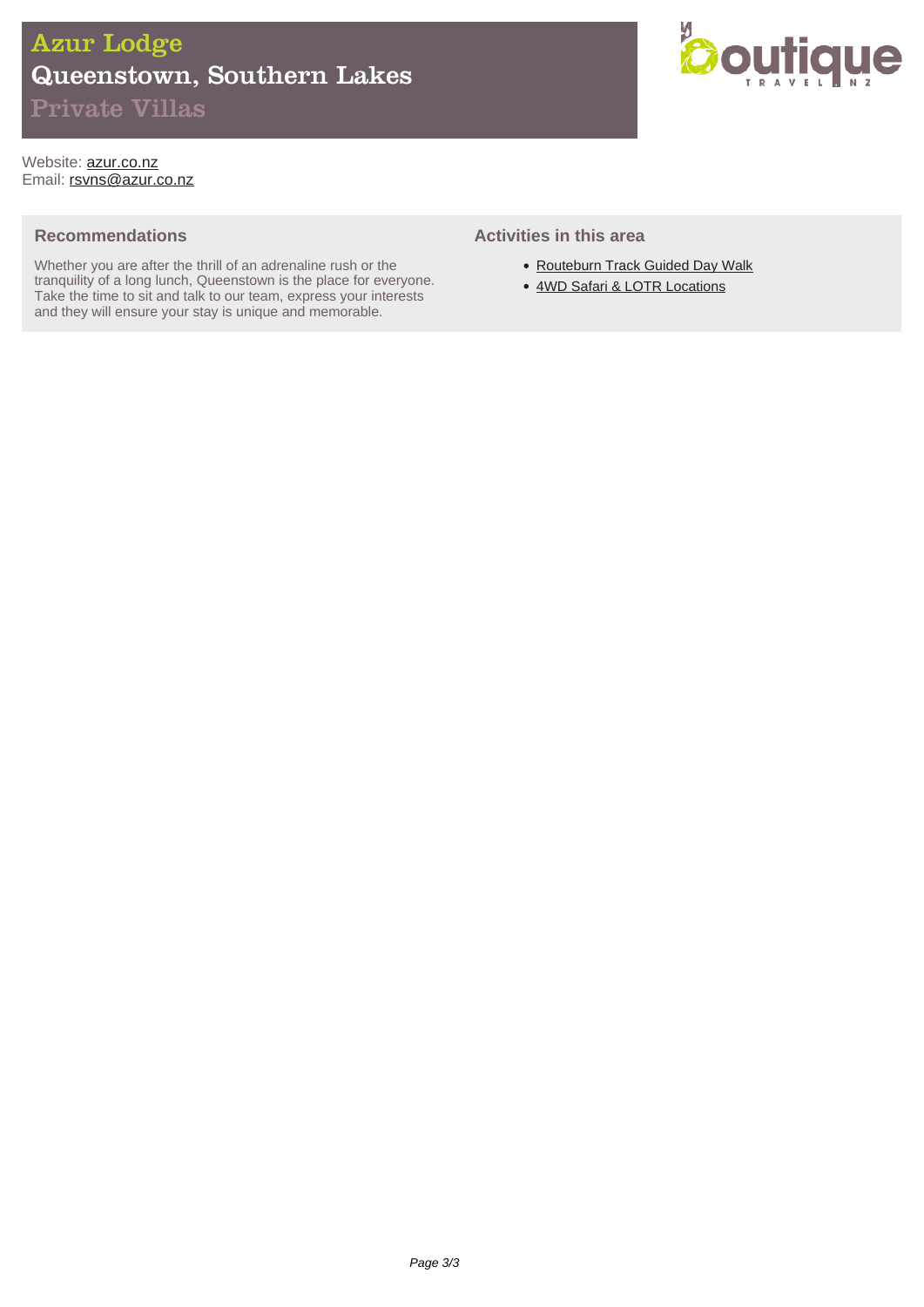# Azur Lodge
## Queenstown, Southern Lakes
### Private Villas

Website: azur.co.nz
Email: rsvns@azur.co.nz

## Recommendations

Whether you are after the thrill of an adrenaline rush or the tranquility of a long lunch, Queenstown is the place for everyone. Take the time to sit and talk to our team, express your interests and they will ensure your stay is unique and memorable.

## Activities in this area

- Routeburn Track Guided Day Walk
- 4WD Safari & LOTR Locations